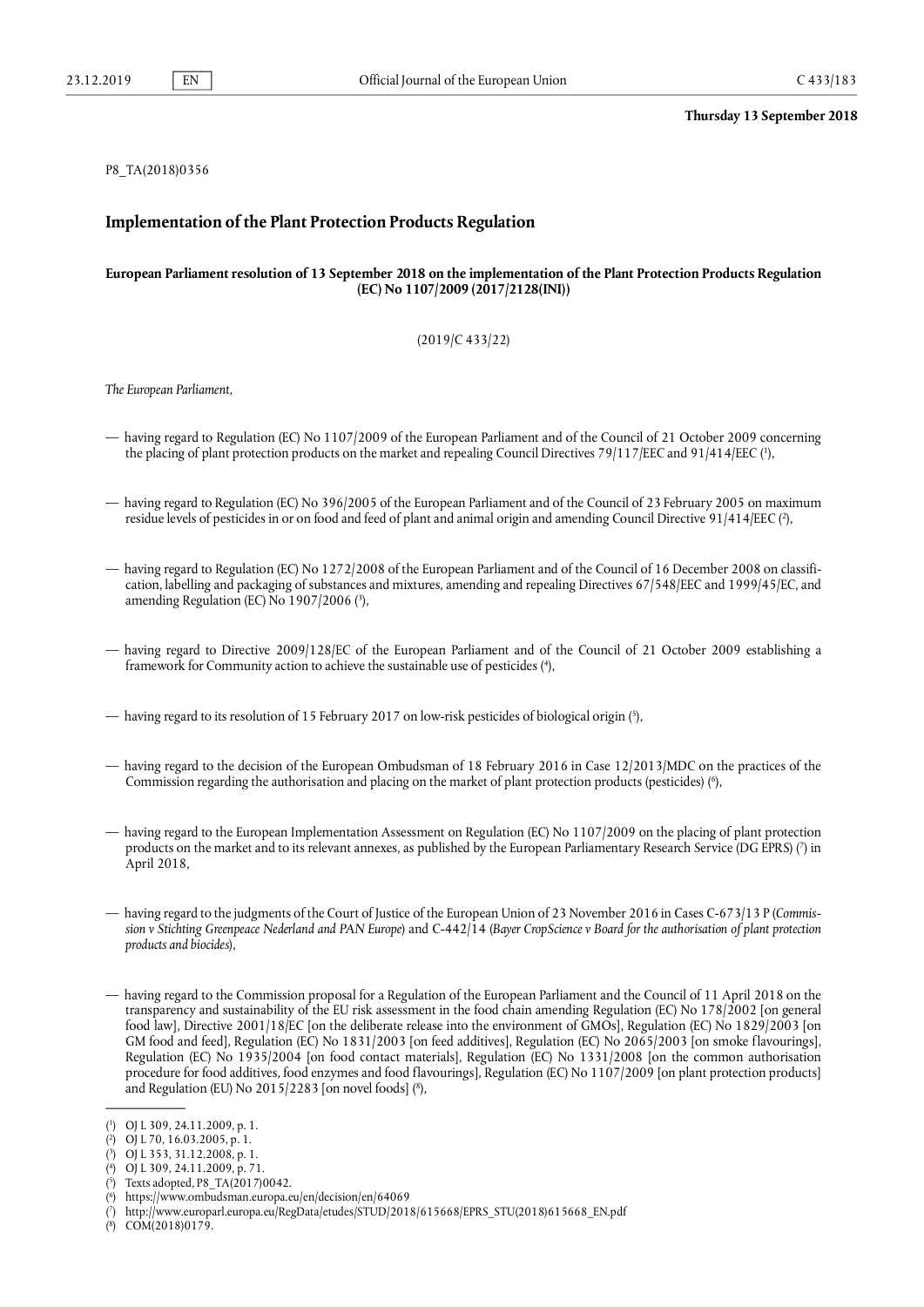**Thursday 13 September 2018**

P8_TA(2018)0356

## Implementation of the Plant Protection Products Regulation

**European Parliament resolution of 13 September 2018 on the implementation of the Plant Protection Products Regulation (EC) No 1107/2009 (2017/2128(INI))**

(2019/C 433/22)

*The European Parliament,*

— having regard to Regulation (EC) No 1107/2009 of the European Parliament and of the Council of 21 October 2009 concerning the placing of plant protection products on the market and repealing Council Directives 79/117/EEC and 91/414/EEC ([1]),

— having regard to Regulation (EC) No 396/2005 of the European Parliament and of the Council of 23 February 2005 on maximum residue levels of pesticides in or on food and feed of plant and animal origin and amending Council Directive 91/414/EEC ([2]),

— having regard to Regulation (EC) No 1272/2008 of the European Parliament and of the Council of 16 December 2008 on classification, labelling and packaging of substances and mixtures, amending and repealing Directives 67/548/EEC and 1999/45/EC, and amending Regulation (EC) No 1907/2006 ([3]),

— having regard to Directive 2009/128/EC of the European Parliament and of the Council of 21 October 2009 establishing a framework for Community action to achieve the sustainable use of pesticides ([4]),

— having regard to its resolution of 15 February 2017 on low-risk pesticides of biological origin ([5]),

— having regard to the decision of the European Ombudsman of 18 February 2016 in Case 12/2013/MDC on the practices of the Commission regarding the authorisation and placing on the market of plant protection products (pesticides) ([6]),

— having regard to the European Implementation Assessment on Regulation (EC) No 1107/2009 on the placing of plant protection products on the market and to its relevant annexes, as published by the European Parliamentary Research Service (DG EPRS) ([7]) in April 2018,

— having regard to the judgments of the Court of Justice of the European Union of 23 November 2016 in Cases C-673/13 P (*Commission v Stichting Greenpeace Nederland and PAN Europe*) and C-442/14 (*Bayer CropScience v Board for the authorisation of plant protection products and biocides*),

— having regard to the Commission proposal for a Regulation of the European Parliament and the Council of 11 April 2018 on the transparency and sustainability of the EU risk assessment in the food chain amending Regulation (EC) No 178/2002 [on general food law], Directive 2001/18/EC [on the deliberate release into the environment of GMOs], Regulation (EC) No 1829/2003 [on GM food and feed], Regulation (EC) No 1831/2003 [on feed additives], Regulation (EC) No 2065/2003 [on smoke flavourings], Regulation (EC) No 1935/2004 [on food contact materials], Regulation (EC) No 1331/2008 [on the common authorisation procedure for food additives, food enzymes and food flavourings], Regulation (EC) No 1107/2009 [on plant protection products] and Regulation (EU) No 2015/2283 [on novel foods] ([8]),

---

([1]) OJ L 309, 24.11.2009, p. 1.
([2]) OJ L 70, 16.03.2005, p. 1.
([3]) OJ L 353, 31.12.2008, p. 1.
([4]) OJ L 309, 24.11.2009, p. 71.
([5]) Texts adopted, P8_TA(2017)0042.
([6]) https://www.ombudsman.europa.eu/en/decision/en/64069
([7]) http://www.europarl.europa.eu/RegData/etudes/STUD/2018/615668/EPRS_STU(2018)615668_EN.pdf
([8]) COM(2018)0179.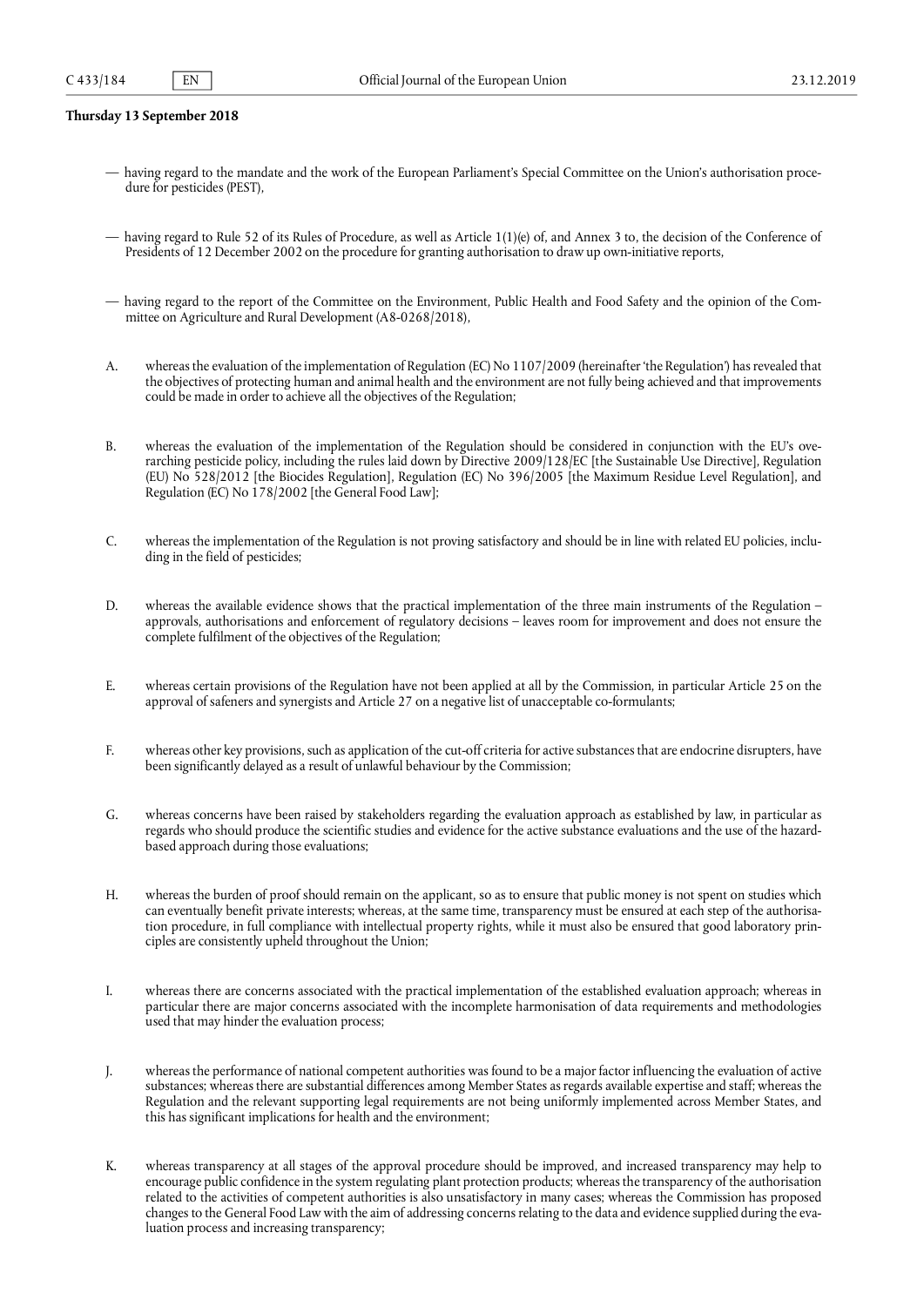**Thursday 13 September 2018**

— having regard to the mandate and the work of the European Parliament's Special Committee on the Union's authorisation procedure for pesticides (PEST),

— having regard to Rule 52 of its Rules of Procedure, as well as Article 1(1)(e) of, and Annex 3 to, the decision of the Conference of Presidents of 12 December 2002 on the procedure for granting authorisation to draw up own-initiative reports,

— having regard to the report of the Committee on the Environment, Public Health and Food Safety and the opinion of the Committee on Agriculture and Rural Development (A8-0268/2018),

A. whereas the evaluation of the implementation of Regulation (EC) No 1107/2009 (hereinafter 'the Regulation') has revealed that the objectives of protecting human and animal health and the environment are not fully being achieved and that improvements could be made in order to achieve all the objectives of the Regulation;

B. whereas the evaluation of the implementation of the Regulation should be considered in conjunction with the EU's overarching pesticide policy, including the rules laid down by Directive 2009/128/EC [the Sustainable Use Directive], Regulation (EU) No 528/2012 [the Biocides Regulation], Regulation (EC) No 396/2005 [the Maximum Residue Level Regulation], and Regulation (EC) No 178/2002 [the General Food Law];

C. whereas the implementation of the Regulation is not proving satisfactory and should be in line with related EU policies, including in the field of pesticides;

D. whereas the available evidence shows that the practical implementation of the three main instruments of the Regulation – approvals, authorisations and enforcement of regulatory decisions – leaves room for improvement and does not ensure the complete fulfilment of the objectives of the Regulation;

E. whereas certain provisions of the Regulation have not been applied at all by the Commission, in particular Article 25 on the approval of safeners and synergists and Article 27 on a negative list of unacceptable co-formulants;

F. whereas other key provisions, such as application of the cut-off criteria for active substances that are endocrine disrupters, have been significantly delayed as a result of unlawful behaviour by the Commission;

G. whereas concerns have been raised by stakeholders regarding the evaluation approach as established by law, in particular as regards who should produce the scientific studies and evidence for the active substance evaluations and the use of the hazard-based approach during those evaluations;

H. whereas the burden of proof should remain on the applicant, so as to ensure that public money is not spent on studies which can eventually benefit private interests; whereas, at the same time, transparency must be ensured at each step of the authorisation procedure, in full compliance with intellectual property rights, while it must also be ensured that good laboratory principles are consistently upheld throughout the Union;

I. whereas there are concerns associated with the practical implementation of the established evaluation approach; whereas in particular there are major concerns associated with the incomplete harmonisation of data requirements and methodologies used that may hinder the evaluation process;

J. whereas the performance of national competent authorities was found to be a major factor influencing the evaluation of active substances; whereas there are substantial differences among Member States as regards available expertise and staff; whereas the Regulation and the relevant supporting legal requirements are not being uniformly implemented across Member States, and this has significant implications for health and the environment;

K. whereas transparency at all stages of the approval procedure should be improved, and increased transparency may help to encourage public confidence in the system regulating plant protection products; whereas the transparency of the authorisation related to the activities of competent authorities is also unsatisfactory in many cases; whereas the Commission has proposed changes to the General Food Law with the aim of addressing concerns relating to the data and evidence supplied during the evaluation process and increasing transparency;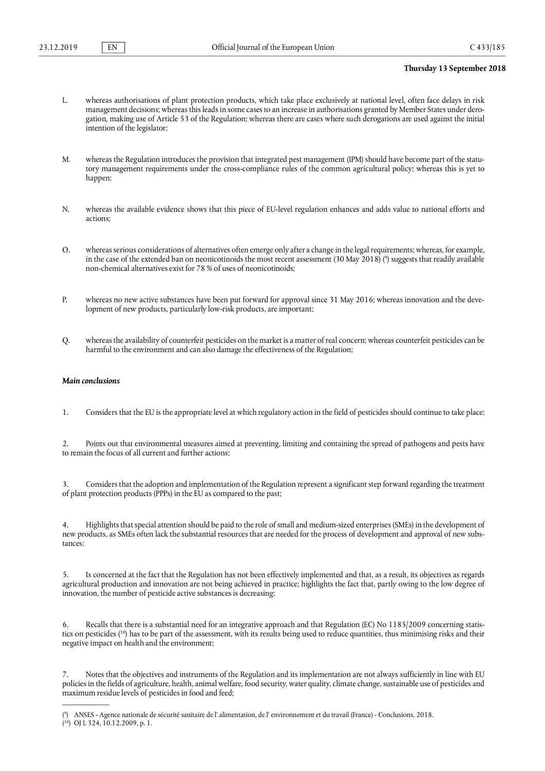**Thursday 13 September 2018**

L. whereas authorisations of plant protection products, which take place exclusively at national level, often face delays in risk management decisions; whereas this leads in some cases to an increase in authorisations granted by Member States under derogation, making use of Article 53 of the Regulation; whereas there are cases where such derogations are used against the initial intention of the legislator;

M. whereas the Regulation introduces the provision that integrated pest management (IPM) should have become part of the statutory management requirements under the cross-compliance rules of the common agricultural policy; whereas this is yet to happen;

N. whereas the available evidence shows that this piece of EU-level regulation enhances and adds value to national efforts and actions;

O. whereas serious considerations of alternatives often emerge only after a change in the legal requirements; whereas, for example, in the case of the extended ban on neonicotinoids the most recent assessment (30 May 2018) [9] suggests that readily available non-chemical alternatives exist for 78 % of uses of neonicotinoids;

P. whereas no new active substances have been put forward for approval since 31 May 2016; whereas innovation and the development of new products, particularly low-risk products, are important;

Q. whereas the availability of counterfeit pesticides on the market is a matter of real concern; whereas counterfeit pesticides can be harmful to the environment and can also damage the effectiveness of the Regulation;

***Main conclusions***

1. Considers that the EU is the appropriate level at which regulatory action in the field of pesticides should continue to take place;

2. Points out that environmental measures aimed at preventing, limiting and containing the spread of pathogens and pests have to remain the focus of all current and further actions;

3. Considers that the adoption and implementation of the Regulation represent a significant step forward regarding the treatment of plant protection products (PPPs) in the EU as compared to the past;

4. Highlights that special attention should be paid to the role of small and medium-sized enterprises (SMEs) in the development of new products, as SMEs often lack the substantial resources that are needed for the process of development and approval of new substances;

5. Is concerned at the fact that the Regulation has not been effectively implemented and that, as a result, its objectives as regards agricultural production and innovation are not being achieved in practice; highlights the fact that, partly owing to the low degree of innovation, the number of pesticide active substances is decreasing;

6. Recalls that there is a substantial need for an integrative approach and that Regulation (EC) No 1185/2009 concerning statistics on pesticides [10] has to be part of the assessment, with its results being used to reduce quantities, thus minimising risks and their negative impact on health and the environment;

7. Notes that the objectives and instruments of the Regulation and its implementation are not always sufficiently in line with EU policies in the fields of agriculture, health, animal welfare, food security, water quality, climate change, sustainable use of pesticides and maximum residue levels of pesticides in food and feed;

---

[9] ANSES - Agence nationale de sécurité sanitaire de l' alimentation, de l' environnement et du travail (France) - Conclusions, 2018.

[10] OJ L 324, 10.12.2009, p. 1.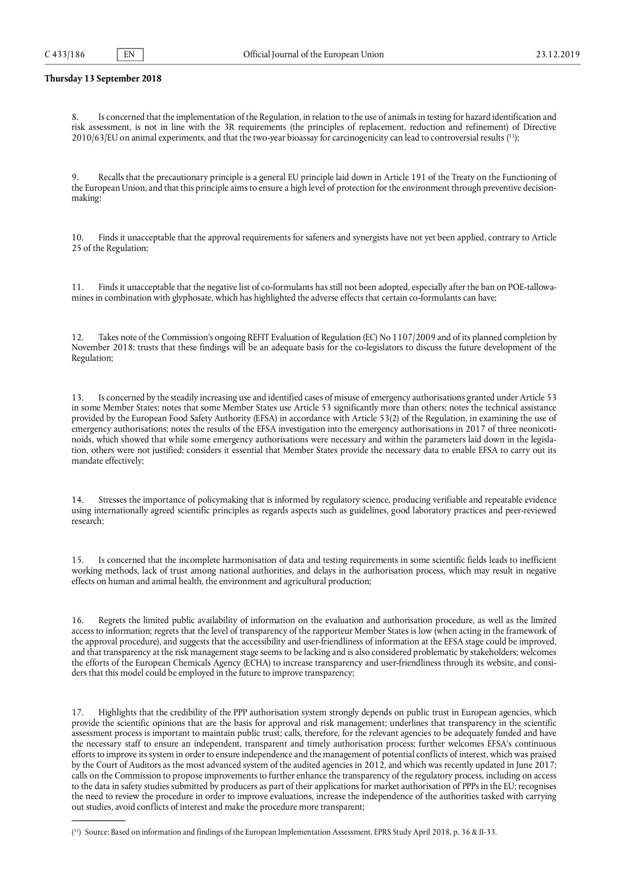**Thursday 13 September 2018**

8. Is concerned that the implementation of the Regulation, in relation to the use of animals in testing for hazard identification and risk assessment, is not in line with the 3R requirements (the principles of replacement, reduction and refinement) of Directive 2010/63/EU on animal experiments, and that the two-year bioassay for carcinogenicity can lead to controversial results ([11]);

9. Recalls that the precautionary principle is a general EU principle laid down in Article 191 of the Treaty on the Functioning of the European Union, and that this principle aims to ensure a high level of protection for the environment through preventive decision-making;

10. Finds it unacceptable that the approval requirements for safeners and synergists have not yet been applied, contrary to Article 25 of the Regulation;

11. Finds it unacceptable that the negative list of co-formulants has still not been adopted, especially after the ban on POE-tallowamines in combination with glyphosate, which has highlighted the adverse effects that certain co-formulants can have;

12. Takes note of the Commission's ongoing REFIT Evaluation of Regulation (EC) No 1107/2009 and of its planned completion by November 2018; trusts that these findings will be an adequate basis for the co-legislators to discuss the future development of the Regulation;

13. Is concerned by the steadily increasing use and identified cases of misuse of emergency authorisations granted under Article 53 in some Member States; notes that some Member States use Article 53 significantly more than others; notes the technical assistance provided by the European Food Safety Authority (EFSA) in accordance with Article 53(2) of the Regulation, in examining the use of emergency authorisations; notes the results of the EFSA investigation into the emergency authorisations in 2017 of three neonicotinoids, which showed that while some emergency authorisations were necessary and within the parameters laid down in the legislation, others were not justified; considers it essential that Member States provide the necessary data to enable EFSA to carry out its mandate effectively;

14. Stresses the importance of policymaking that is informed by regulatory science, producing verifiable and repeatable evidence using internationally agreed scientific principles as regards aspects such as guidelines, good laboratory practices and peer-reviewed research;

15. Is concerned that the incomplete harmonisation of data and testing requirements in some scientific fields leads to inefficient working methods, lack of trust among national authorities, and delays in the authorisation process, which may result in negative effects on human and animal health, the environment and agricultural production;

16. Regrets the limited public availability of information on the evaluation and authorisation procedure, as well as the limited access to information; regrets that the level of transparency of the rapporteur Member States is low (when acting in the framework of the approval procedure), and suggests that the accessibility and user-friendliness of information at the EFSA stage could be improved, and that transparency at the risk management stage seems to be lacking and is also considered problematic by stakeholders; welcomes the efforts of the European Chemicals Agency (ECHA) to increase transparency and user-friendliness through its website, and considers that this model could be employed in the future to improve transparency;

17. Highlights that the credibility of the PPP authorisation system strongly depends on public trust in European agencies, which provide the scientific opinions that are the basis for approval and risk management; underlines that transparency in the scientific assessment process is important to maintain public trust; calls, therefore, for the relevant agencies to be adequately funded and have the necessary staff to ensure an independent, transparent and timely authorisation process; further welcomes EFSA's continuous efforts to improve its system in order to ensure independence and the management of potential conflicts of interest, which was praised by the Court of Auditors as the most advanced system of the audited agencies in 2012, and which was recently updated in June 2017; calls on the Commission to propose improvements to further enhance the transparency of the regulatory process, including on access to the data in safety studies submitted by producers as part of their applications for market authorisation of PPPs in the EU; recognises the need to review the procedure in order to improve evaluations, increase the independence of the authorities tasked with carrying out studies, avoid conflicts of interest and make the procedure more transparent;

---

([11]) Source: Based on information and findings of the European Implementation Assessment, EPRS Study April 2018, p. 36 & II-33.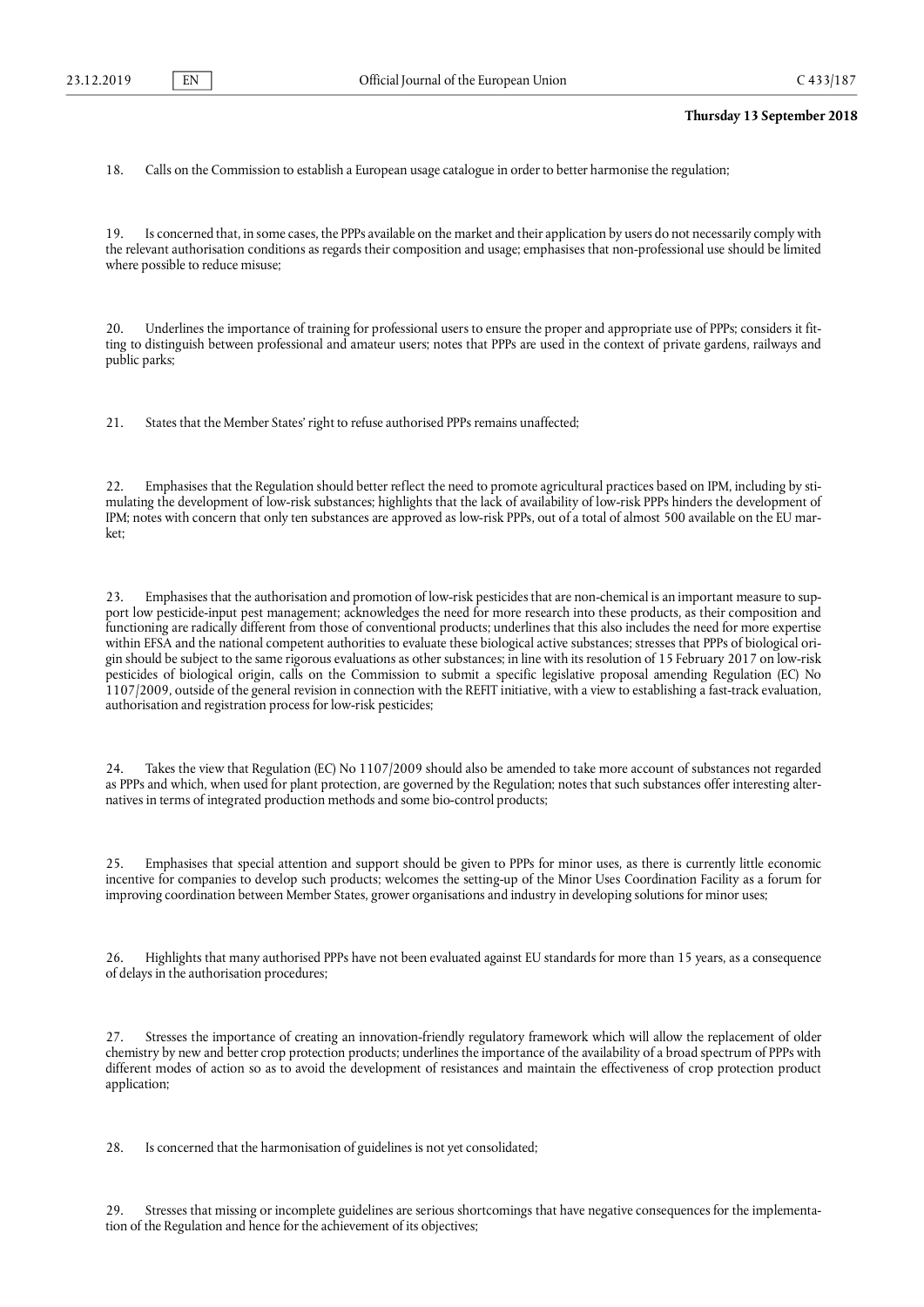18. Calls on the Commission to establish a European usage catalogue in order to better harmonise the regulation;

19. Is concerned that, in some cases, the PPPs available on the market and their application by users do not necessarily comply with the relevant authorisation conditions as regards their composition and usage; emphasises that non-professional use should be limited where possible to reduce misuse;

20. Underlines the importance of training for professional users to ensure the proper and appropriate use of PPPs; considers it fitting to distinguish between professional and amateur users; notes that PPPs are used in the context of private gardens, railways and public parks;

21. States that the Member States' right to refuse authorised PPPs remains unaffected;

22. Emphasises that the Regulation should better reflect the need to promote agricultural practices based on IPM, including by stimulating the development of low-risk substances; highlights that the lack of availability of low-risk PPPs hinders the development of IPM; notes with concern that only ten substances are approved as low-risk PPPs, out of a total of almost 500 available on the EU market;

23. Emphasises that the authorisation and promotion of low-risk pesticides that are non-chemical is an important measure to support low pesticide-input pest management; acknowledges the need for more research into these products, as their composition and functioning are radically different from those of conventional products; underlines that this also includes the need for more expertise within EFSA and the national competent authorities to evaluate these biological active substances; stresses that PPPs of biological origin should be subject to the same rigorous evaluations as other substances; in line with its resolution of 15 February 2017 on low-risk pesticides of biological origin, calls on the Commission to submit a specific legislative proposal amending Regulation (EC) No 1107/2009, outside of the general revision in connection with the REFIT initiative, with a view to establishing a fast-track evaluation, authorisation and registration process for low-risk pesticides;

24. Takes the view that Regulation (EC) No 1107/2009 should also be amended to take more account of substances not regarded as PPPs and which, when used for plant protection, are governed by the Regulation; notes that such substances offer interesting alternatives in terms of integrated production methods and some bio-control products;

25. Emphasises that special attention and support should be given to PPPs for minor uses, as there is currently little economic incentive for companies to develop such products; welcomes the setting-up of the Minor Uses Coordination Facility as a forum for improving coordination between Member States, grower organisations and industry in developing solutions for minor uses;

26. Highlights that many authorised PPPs have not been evaluated against EU standards for more than 15 years, as a consequence of delays in the authorisation procedures;

27. Stresses the importance of creating an innovation-friendly regulatory framework which will allow the replacement of older chemistry by new and better crop protection products; underlines the importance of the availability of a broad spectrum of PPPs with different modes of action so as to avoid the development of resistances and maintain the effectiveness of crop protection product application;

28. Is concerned that the harmonisation of guidelines is not yet consolidated;

29. Stresses that missing or incomplete guidelines are serious shortcomings that have negative consequences for the implementation of the Regulation and hence for the achievement of its objectives;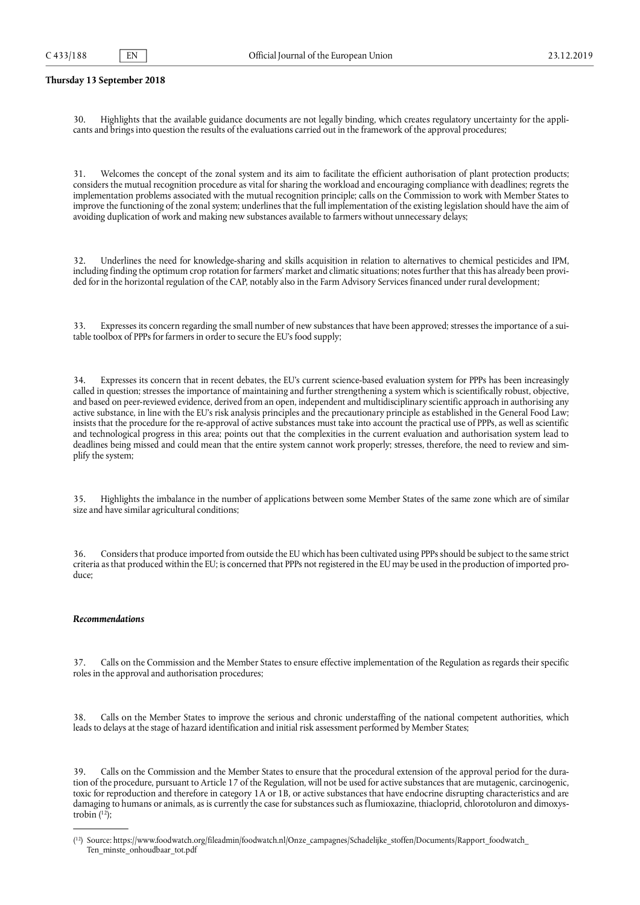**Thursday 13 September 2018**

30. Highlights that the available guidance documents are not legally binding, which creates regulatory uncertainty for the applicants and brings into question the results of the evaluations carried out in the framework of the approval procedures;

31. Welcomes the concept of the zonal system and its aim to facilitate the efficient authorisation of plant protection products; considers the mutual recognition procedure as vital for sharing the workload and encouraging compliance with deadlines; regrets the implementation problems associated with the mutual recognition principle; calls on the Commission to work with Member States to improve the functioning of the zonal system; underlines that the full implementation of the existing legislation should have the aim of avoiding duplication of work and making new substances available to farmers without unnecessary delays;

32. Underlines the need for knowledge-sharing and skills acquisition in relation to alternatives to chemical pesticides and IPM, including finding the optimum crop rotation for farmers' market and climatic situations; notes further that this has already been provided for in the horizontal regulation of the CAP, notably also in the Farm Advisory Services financed under rural development;

33. Expresses its concern regarding the small number of new substances that have been approved; stresses the importance of a suitable toolbox of PPPs for farmers in order to secure the EU's food supply;

34. Expresses its concern that in recent debates, the EU's current science-based evaluation system for PPPs has been increasingly called in question; stresses the importance of maintaining and further strengthening a system which is scientifically robust, objective, and based on peer-reviewed evidence, derived from an open, independent and multidisciplinary scientific approach in authorising any active substance, in line with the EU's risk analysis principles and the precautionary principle as established in the General Food Law; insists that the procedure for the re-approval of active substances must take into account the practical use of PPPs, as well as scientific and technological progress in this area; points out that the complexities in the current evaluation and authorisation system lead to deadlines being missed and could mean that the entire system cannot work properly; stresses, therefore, the need to review and simplify the system;

35. Highlights the imbalance in the number of applications between some Member States of the same zone which are of similar size and have similar agricultural conditions;

36. Considers that produce imported from outside the EU which has been cultivated using PPPs should be subject to the same strict criteria as that produced within the EU; is concerned that PPPs not registered in the EU may be used in the production of imported produce;

***Recommendations***

37. Calls on the Commission and the Member States to ensure effective implementation of the Regulation as regards their specific roles in the approval and authorisation procedures;

38. Calls on the Member States to improve the serious and chronic understaffing of the national competent authorities, which leads to delays at the stage of hazard identification and initial risk assessment performed by Member States;

39. Calls on the Commission and the Member States to ensure that the procedural extension of the approval period for the duration of the procedure, pursuant to Article 17 of the Regulation, will not be used for active substances that are mutagenic, carcinogenic, toxic for reproduction and therefore in category 1A or 1B, or active substances that have endocrine disrupting characteristics and are damaging to humans or animals, as is currently the case for substances such as flumioxazine, thiacloprid, chlorotoluron and dimoxystrobin [12];

---

[12] Source: https://www.foodwatch.org/fileadmin/foodwatch.nl/Onze_campagnes/Schadelijke_stoffen/Documents/Rapport_foodwatch_Ten_minste_onhoudbaar_tot.pdf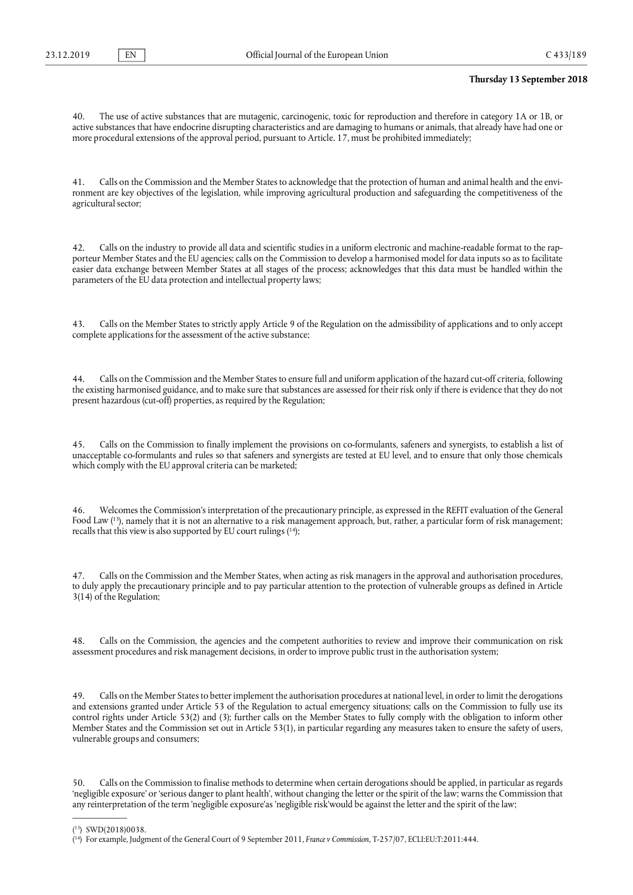40. The use of active substances that are mutagenic, carcinogenic, toxic for reproduction and therefore in category 1A or 1B, or active substances that have endocrine disrupting characteristics and are damaging to humans or animals, that already have had one or more procedural extensions of the approval period, pursuant to Article. 17, must be prohibited immediately;

41. Calls on the Commission and the Member States to acknowledge that the protection of human and animal health and the environment are key objectives of the legislation, while improving agricultural production and safeguarding the competitiveness of the agricultural sector;

42. Calls on the industry to provide all data and scientific studies in a uniform electronic and machine-readable format to the rapporteur Member States and the EU agencies; calls on the Commission to develop a harmonised model for data inputs so as to facilitate easier data exchange between Member States at all stages of the process; acknowledges that this data must be handled within the parameters of the EU data protection and intellectual property laws;

43. Calls on the Member States to strictly apply Article 9 of the Regulation on the admissibility of applications and to only accept complete applications for the assessment of the active substance;

44. Calls on the Commission and the Member States to ensure full and uniform application of the hazard cut-off criteria, following the existing harmonised guidance, and to make sure that substances are assessed for their risk only if there is evidence that they do not present hazardous (cut-off) properties, as required by the Regulation;

45. Calls on the Commission to finally implement the provisions on co-formulants, safeners and synergists, to establish a list of unacceptable co-formulants and rules so that safeners and synergists are tested at EU level, and to ensure that only those chemicals which comply with the EU approval criteria can be marketed;

46. Welcomes the Commission's interpretation of the precautionary principle, as expressed in the REFIT evaluation of the General Food Law ([13]), namely that it is not an alternative to a risk management approach, but, rather, a particular form of risk management; recalls that this view is also supported by EU court rulings ([14]);

47. Calls on the Commission and the Member States, when acting as risk managers in the approval and authorisation procedures, to duly apply the precautionary principle and to pay particular attention to the protection of vulnerable groups as defined in Article 3(14) of the Regulation;

48. Calls on the Commission, the agencies and the competent authorities to review and improve their communication on risk assessment procedures and risk management decisions, in order to improve public trust in the authorisation system;

49. Calls on the Member States to better implement the authorisation procedures at national level, in order to limit the derogations and extensions granted under Article 53 of the Regulation to actual emergency situations; calls on the Commission to fully use its control rights under Article 53(2) and (3); further calls on the Member States to fully comply with the obligation to inform other Member States and the Commission set out in Article 53(1), in particular regarding any measures taken to ensure the safety of users, vulnerable groups and consumers;

50. Calls on the Commission to finalise methods to determine when certain derogations should be applied, in particular as regards 'negligible exposure' or 'serious danger to plant health', without changing the letter or the spirit of the law; warns the Commission that any reinterpretation of the term 'negligible exposure'as 'negligible risk'would be against the letter and the spirit of the law;

---

([13]) SWD(2018)0038.

([14]) For example, Judgment of the General Court of 9 September 2011, *France v Commission*, T-257/07, ECLI:EU:T:2011:444.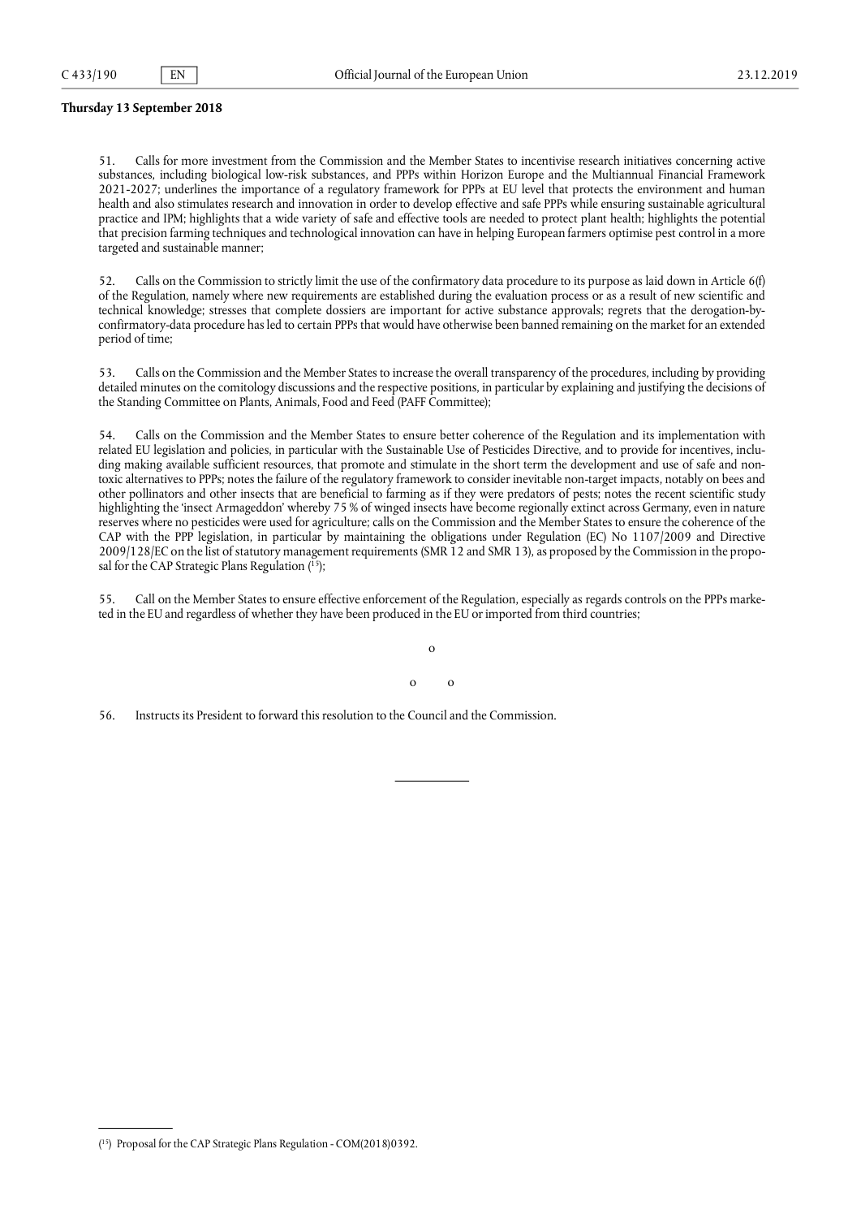**Thursday 13 September 2018**

51. Calls for more investment from the Commission and the Member States to incentivise research initiatives concerning active substances, including biological low-risk substances, and PPPs within Horizon Europe and the Multiannual Financial Framework 2021-2027; underlines the importance of a regulatory framework for PPPs at EU level that protects the environment and human health and also stimulates research and innovation in order to develop effective and safe PPPs while ensuring sustainable agricultural practice and IPM; highlights that a wide variety of safe and effective tools are needed to protect plant health; highlights the potential that precision farming techniques and technological innovation can have in helping European farmers optimise pest control in a more targeted and sustainable manner;

52. Calls on the Commission to strictly limit the use of the confirmatory data procedure to its purpose as laid down in Article 6(f) of the Regulation, namely where new requirements are established during the evaluation process or as a result of new scientific and technical knowledge; stresses that complete dossiers are important for active substance approvals; regrets that the derogation-by-confirmatory-data procedure has led to certain PPPs that would have otherwise been banned remaining on the market for an extended period of time;

53. Calls on the Commission and the Member States to increase the overall transparency of the procedures, including by providing detailed minutes on the comitology discussions and the respective positions, in particular by explaining and justifying the decisions of the Standing Committee on Plants, Animals, Food and Feed (PAFF Committee);

54. Calls on the Commission and the Member States to ensure better coherence of the Regulation and its implementation with related EU legislation and policies, in particular with the Sustainable Use of Pesticides Directive, and to provide for incentives, including making available sufficient resources, that promote and stimulate in the short term the development and use of safe and non-toxic alternatives to PPPs; notes the failure of the regulatory framework to consider inevitable non-target impacts, notably on bees and other pollinators and other insects that are beneficial to farming as if they were predators of pests; notes the recent scientific study highlighting the 'insect Armageddon' whereby 75 % of winged insects have become regionally extinct across Germany, even in nature reserves where no pesticides were used for agriculture; calls on the Commission and the Member States to ensure the coherence of the CAP with the PPP legislation, in particular by maintaining the obligations under Regulation (EC) No 1107/2009 and Directive 2009/128/EC on the list of statutory management requirements (SMR 12 and SMR 13), as proposed by the Commission in the proposal for the CAP Strategic Plans Regulation [15];

55. Call on the Member States to ensure effective enforcement of the Regulation, especially as regards controls on the PPPs marketed in the EU and regardless of whether they have been produced in the EU or imported from third countries;

o

o o

56. Instructs its President to forward this resolution to the Council and the Commission.

---

[15] Proposal for the CAP Strategic Plans Regulation - COM(2018)0392.